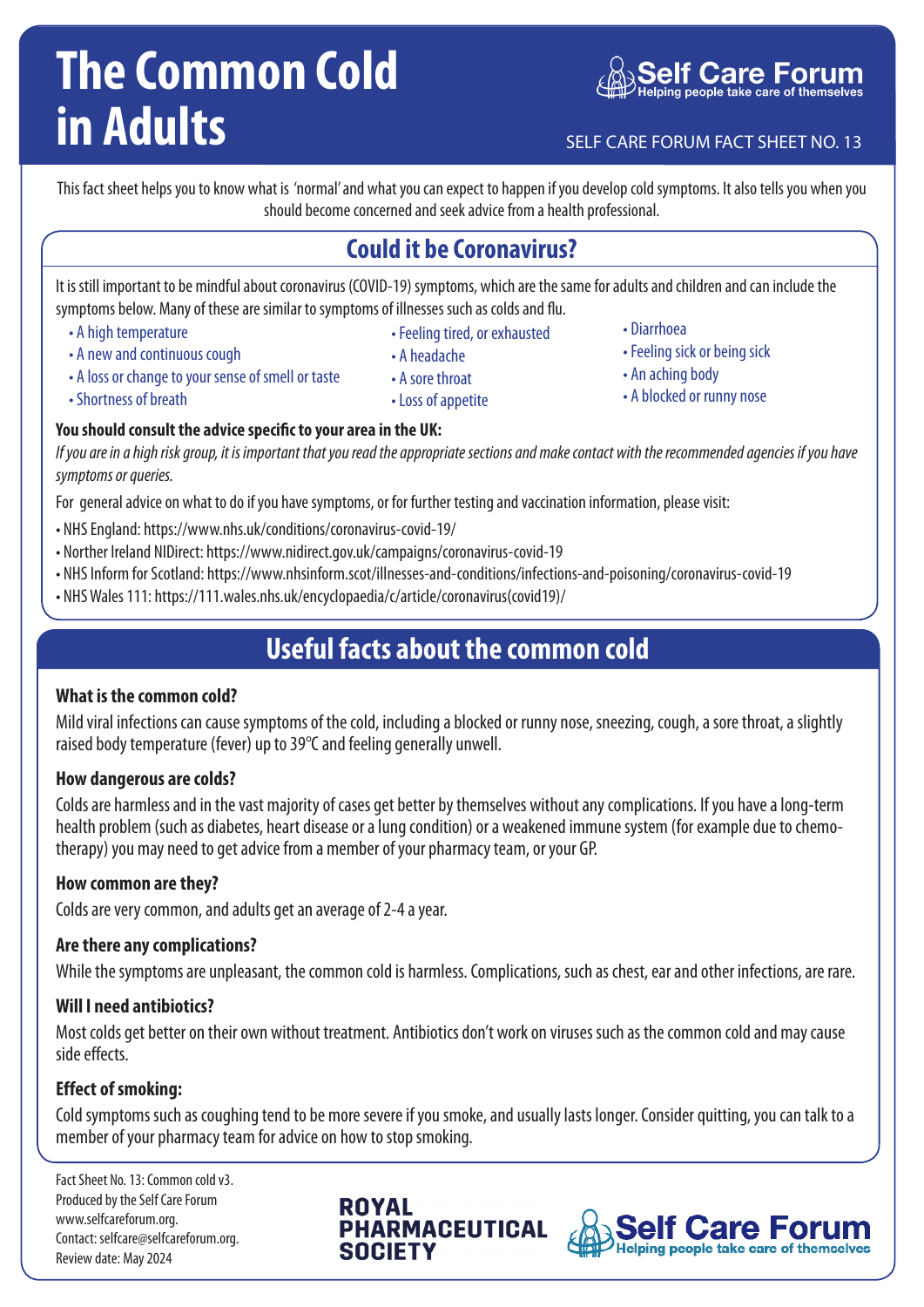# The Common Cold in Adults

Self Care Forum
Helping people take care of themselves

SELF CARE FORUM FACT SHEET NO. 13

This fact sheet helps you to know what is 'normal' and what you can expect to happen if you develop cold symptoms. It also tells you when you should become concerned and seek advice from a health professional.

## Could it be Coronavirus?

It is still important to be mindful about coronavirus (COVID-19) symptoms, which are the same for adults and children and can include the symptoms below. Many of these are similar to symptoms of illnesses such as colds and flu.

- A high temperature
- A new and continuous cough
- A loss or change to your sense of smell or taste
- Shortness of breath
- Feeling tired, or exhausted
- A headache
- A sore throat
- Loss of appetite
- Diarrhoea
- Feeling sick or being sick
- An aching body
- A blocked or runny nose

**You should consult the advice specific to your area in the UK:**

*If you are in a high risk group, it is important that you read the appropriate sections and make contact with the recommended agencies if you have symptoms or queries.*

For general advice on what to do if you have symptoms, or for further testing and vaccination information, please visit:

- NHS England: https://www.nhs.uk/conditions/coronavirus-covid-19/
- Norther Ireland NIDirect: https://www.nidirect.gov.uk/campaigns/coronavirus-covid-19
- NHS Inform for Scotland: https://www.nhsinform.scot/illnesses-and-conditions/infections-and-poisoning/coronavirus-covid-19
- NHS Wales 111: https://111.wales.nhs.uk/encyclopaedia/c/article/coronavirus(covid19)/

## Useful facts about the common cold

### What is the common cold?

Mild viral infections can cause symptoms of the cold, including a blocked or runny nose, sneezing, cough, a sore throat, a slightly raised body temperature (fever) up to 39°C and feeling generally unwell.

### How dangerous are colds?

Colds are harmless and in the vast majority of cases get better by themselves without any complications. If you have a long-term health problem (such as diabetes, heart disease or a lung condition) or a weakened immune system (for example due to chemo-therapy) you may need to get advice from a member of your pharmacy team, or your GP.

### How common are they?

Colds are very common, and adults get an average of 2-4 a year.

### Are there any complications?

While the symptoms are unpleasant, the common cold is harmless. Complications, such as chest, ear and other infections, are rare.

### Will I need antibiotics?

Most colds get better on their own without treatment. Antibiotics don't work on viruses such as the common cold and may cause side effects.

### Effect of smoking:

Cold symptoms such as coughing tend to be more severe if you smoke, and usually lasts longer. Consider quitting, you can talk to a member of your pharmacy team for advice on how to stop smoking.

Fact Sheet No. 13: Common cold v3.
Produced by the Self Care Forum
www.selfcareforum.org.
Contact: selfcare@selfcareforum.org.
Review date: May 2024

ROYAL PHARMACEUTICAL SOCIETY

Self Care Forum
Helping people take care of themselves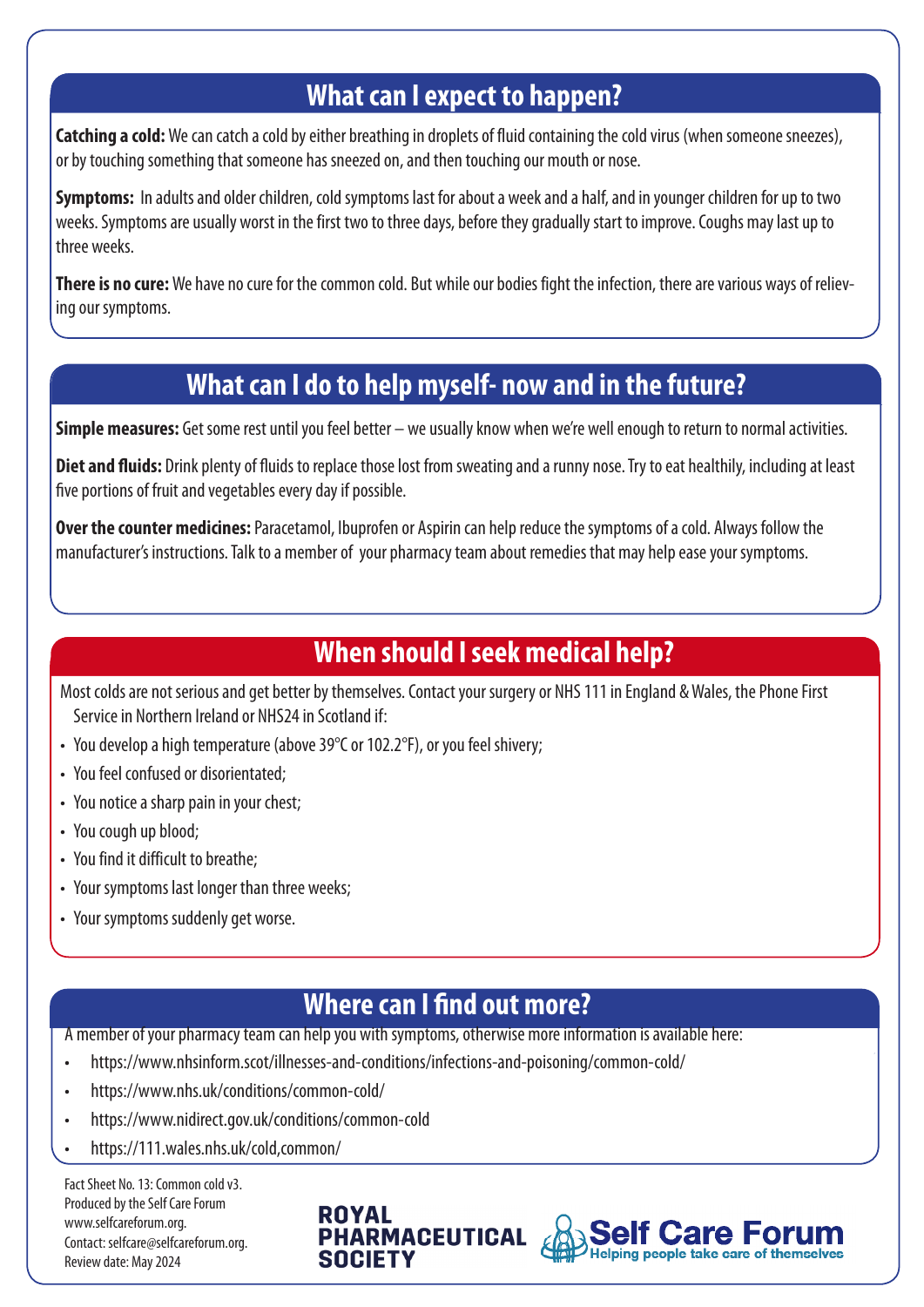## What can I expect to happen?

**Catching a cold:** We can catch a cold by either breathing in droplets of fluid containing the cold virus (when someone sneezes), or by touching something that someone has sneezed on, and then touching our mouth or nose.

**Symptoms:** In adults and older children, cold symptoms last for about a week and a half, and in younger children for up to two weeks. Symptoms are usually worst in the first two to three days, before they gradually start to improve. Coughs may last up to three weeks.

**There is no cure:** We have no cure for the common cold. But while our bodies fight the infection, there are various ways of relieving our symptoms.

## What can I do to help myself- now and in the future?

**Simple measures:** Get some rest until you feel better – we usually know when we're well enough to return to normal activities.

**Diet and fluids:** Drink plenty of fluids to replace those lost from sweating and a runny nose. Try to eat healthily, including at least five portions of fruit and vegetables every day if possible.

**Over the counter medicines:** Paracetamol, Ibuprofen or Aspirin can help reduce the symptoms of a cold. Always follow the manufacturer's instructions. Talk to a member of your pharmacy team about remedies that may help ease your symptoms.

## When should I seek medical help?

Most colds are not serious and get better by themselves. Contact your surgery or NHS 111 in England & Wales, the Phone First Service in Northern Ireland or NHS24 in Scotland if:

- You develop a high temperature (above 39°C or 102.2°F), or you feel shivery;
- You feel confused or disorientated;
- You notice a sharp pain in your chest;
- You cough up blood;
- You find it difficult to breathe;
- Your symptoms last longer than three weeks;
- Your symptoms suddenly get worse.

## Where can I find out more?

A member of your pharmacy team can help you with symptoms, otherwise more information is available here:

- https://www.nhsinform.scot/illnesses-and-conditions/infections-and-poisoning/common-cold/
- https://www.nhs.uk/conditions/common-cold/
- https://www.nidirect.gov.uk/conditions/common-cold
- https://111.wales.nhs.uk/cold,common/

Fact Sheet No. 13: Common cold v3.
Produced by the Self Care Forum
www.selfcareforum.org.
Contact: selfcare@selfcareforum.org.
Review date: May 2024

ROYAL PHARMACEUTICAL SOCIETY

Self Care Forum
Helping people take care of themselves